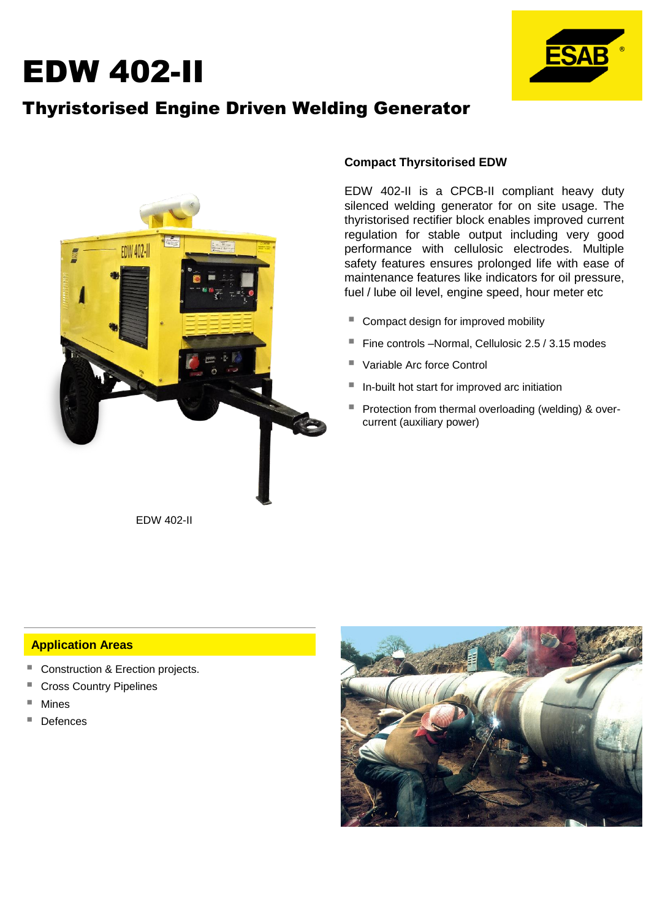# EDW 402-II

## Thyristorised Engine Driven Welding Generator

EDW 402-II

### Compact Thyrsitorised EDW

EDW 402-II is a CPCB-II compliant heavy duty silenced welding generator for on site usage. The thyristorised rectifier block enables improved current regulation for stable output including very good performance with cellulosic electrodes. Multiple safety features ensures prolonged life with ease of maintenance features like indicators for oil pressure, fuel / lube oil level, engine speed, hour meter etc

- Compact design for improved mobility
- Fine controls –Normal, Cellulosic 2.5 / 3.15 modes
- Variable Arc force Control
- In-built hot start for improved arc initiation
- Protection from thermal overloading (welding) & over-current (auxiliary power)

### Application Areas

- Construction & Erection projects.
- Cross Country Pipelines
- Mines
- Defences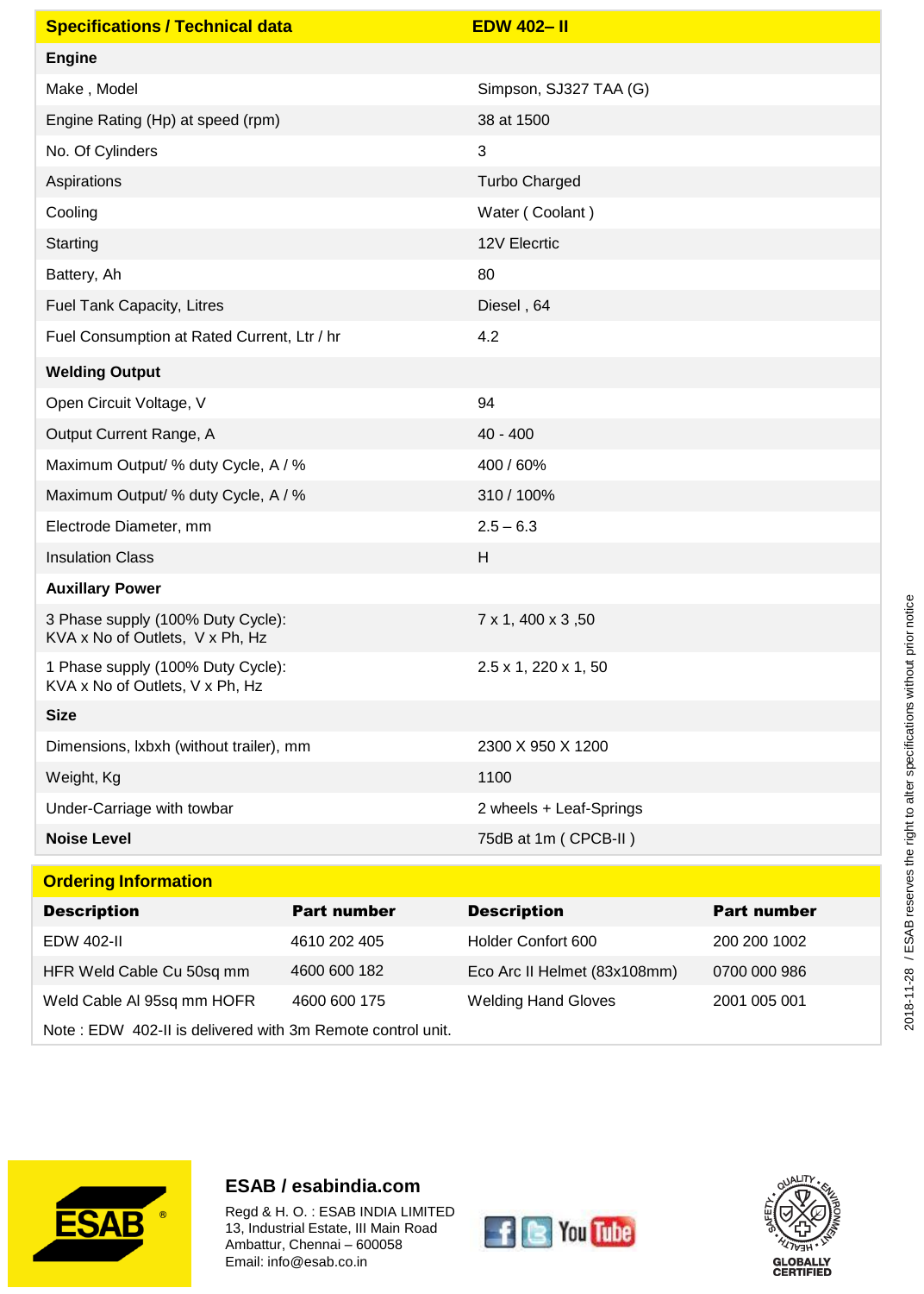| Specifications / Technical data | EDW 402– II |
|---|---|
| **Engine** | |
| Make , Model | Simpson, SJ327 TAA (G) |
| Engine Rating (Hp) at speed (rpm) | 38 at 1500 |
| No. Of Cylinders | 3 |
| Aspirations | Turbo Charged |
| Cooling | Water ( Coolant ) |
| Starting | 12V Elecrtic |
| Battery, Ah | 80 |
| Fuel Tank Capacity, Litres | Diesel , 64 |
| Fuel Consumption at Rated Current, Ltr / hr | 4.2 |
| **Welding Output** | |
| Open Circuit Voltage, V | 94 |
| Output Current Range, A | 40 - 400 |
| Maximum Output/ % duty Cycle, A / % | 400 / 60% |
| Maximum Output/ % duty Cycle, A / % | 310 / 100% |
| Electrode Diameter, mm | 2.5 – 6.3 |
| Insulation Class | H |
| **Auxillary Power** | |
| 3 Phase supply (100% Duty Cycle): KVA x No of Outlets, V x Ph, Hz | 7 x 1, 400 x 3 ,50 |
| 1 Phase supply (100% Duty Cycle): KVA x No of Outlets, V x Ph, Hz | 2.5 x 1, 220 x 1, 50 |
| **Size** | |
| Dimensions, lxbxh (without trailer), mm | 2300 X 950 X 1200 |
| Weight, Kg | 1100 |
| Under-Carriage with towbar | 2 wheels + Leaf-Springs |
| **Noise Level** | 75dB at 1m ( CPCB-II ) |

## Ordering Information

| Description | Part number | Description | Part number |
|---|---|---|---|
| EDW 402-II | 4610 202 405 | Holder Confort 600 | 200 200 1002 |
| HFR Weld Cable Cu 50sq mm | 4600 600 182 | Eco Arc II Helmet (83x108mm) | 0700 000 986 |
| Weld Cable Al 95sq mm HOFR | 4600 600 175 | Welding Hand Gloves | 2001 005 001 |

Note : EDW 402-II is delivered with 3m Remote control unit.

2018-11-28 / ESAB reserves the right to alter specifications without prior notice

**ESAB / esabindia.com**

Regd & H. O. : ESAB INDIA LIMITED
13, Industrial Estate, III Main Road
Ambattur, Chennai – 600058
Email: info@esab.co.in

GLOBALLY CERTIFIED